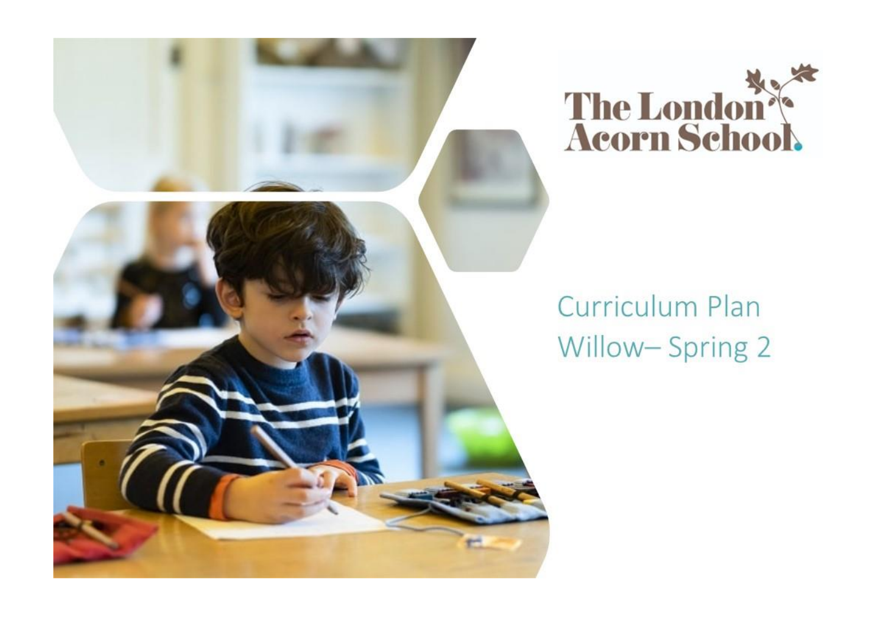The London Acorn School

# Curriculum Plan
## Willow– Spring 2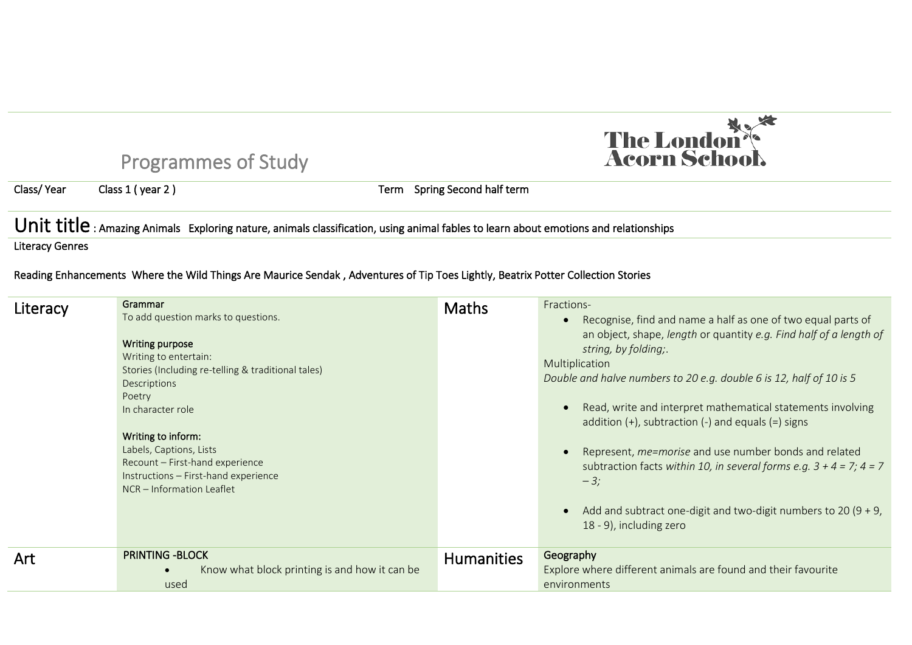# Programmes of Study

The London Acorn School

Class/ Year Class 1 ( year 2 ) Term Spring Second half term

## Unit title : Amazing Animals Exploring nature, animals classification, using animal fables to learn about emotions and relationships

Literacy Genres

Reading Enhancements Where the Wild Things Are Maurice Sendak , Adventures of Tip Toes Lightly, Beatrix Potter Collection Stories

| | | | |
|---|---|---|---|
| **Literacy** | Grammar<br>To add question marks to questions.<br><br>Writing purpose<br>Writing to entertain:<br>Stories (Including re-telling & traditional tales)<br>Descriptions<br>Poetry<br>In character role<br><br>Writing to inform:<br>Labels, Captions, Lists<br>Recount – First-hand experience<br>Instructions – First-hand experience<br>NCR – Information Leaflet | **Maths** | Fractions-<br>• Recognise, find and name a half as one of two equal parts of an object, shape, *length* or quantity *e.g. Find half of a length of string, by folding;*.<br>Multiplication<br>*Double and halve numbers to 20 e.g. double 6 is 12, half of 10 is 5*<br><br>• Read, write and interpret mathematical statements involving addition (+), subtraction (-) and equals (=) signs<br><br>• Represent, *me=morise* and use number bonds and related subtraction facts *within 10, in several forms e.g. 3 + 4 = 7; 4 = 7 – 3;*<br><br>• Add and subtract one-digit and two-digit numbers to 20 (9 + 9, 18 - 9), including zero |
| **Art** | PRINTING -BLOCK<br>• Know what block printing is and how it can be used | **Humanities** | Geography<br>Explore where different animals are found and their favourite environments |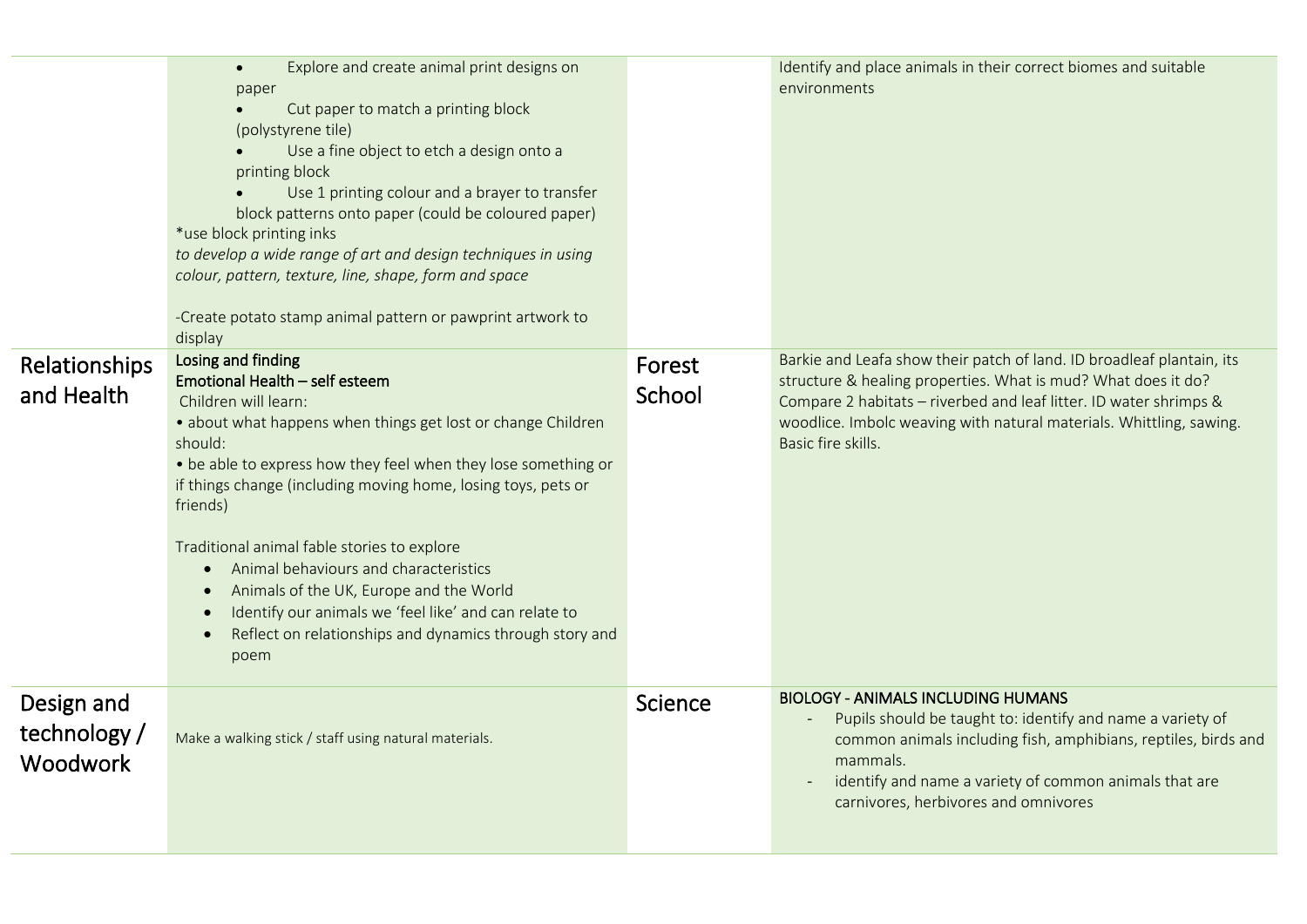| | | | |
|---|---|---|---|
| | • Explore and create animal print designs on paper<br>• Cut paper to match a printing block (polystyrene tile)<br>• Use a fine object to etch a design onto a printing block<br>• Use 1 printing colour and a brayer to transfer block patterns onto paper (could be coloured paper)<br>*use block printing inks<br>*to develop a wide range of art and design techniques in using colour, pattern, texture, line, shape, form and space*<br><br>-Create potato stamp animal pattern or pawprint artwork to display | | Identify and place animals in their correct biomes and suitable environments |
| Relationships and Health | Losing and finding<br>Emotional Health – self esteem<br>Children will learn:<br>• about what happens when things get lost or change Children should:<br>• be able to express how they feel when they lose something or if things change (including moving home, losing toys, pets or friends)<br><br>Traditional animal fable stories to explore<br>• Animal behaviours and characteristics<br>• Animals of the UK, Europe and the World<br>• Identify our animals we 'feel like' and can relate to<br>• Reflect on relationships and dynamics through story and poem | Forest School | Barkie and Leafa show their patch of land. ID broadleaf plantain, its structure & healing properties. What is mud? What does it do? Compare 2 habitats – riverbed and leaf litter. ID water shrimps & woodlice. Imbolc weaving with natural materials. Whittling, sawing. Basic fire skills. |
| Design and technology / Woodwork | Make a walking stick / staff using natural materials. | Science | BIOLOGY - ANIMALS INCLUDING HUMANS<br>- Pupils should be taught to: identify and name a variety of common animals including fish, amphibians, reptiles, birds and mammals.<br>- identify and name a variety of common animals that are carnivores, herbivores and omnivores |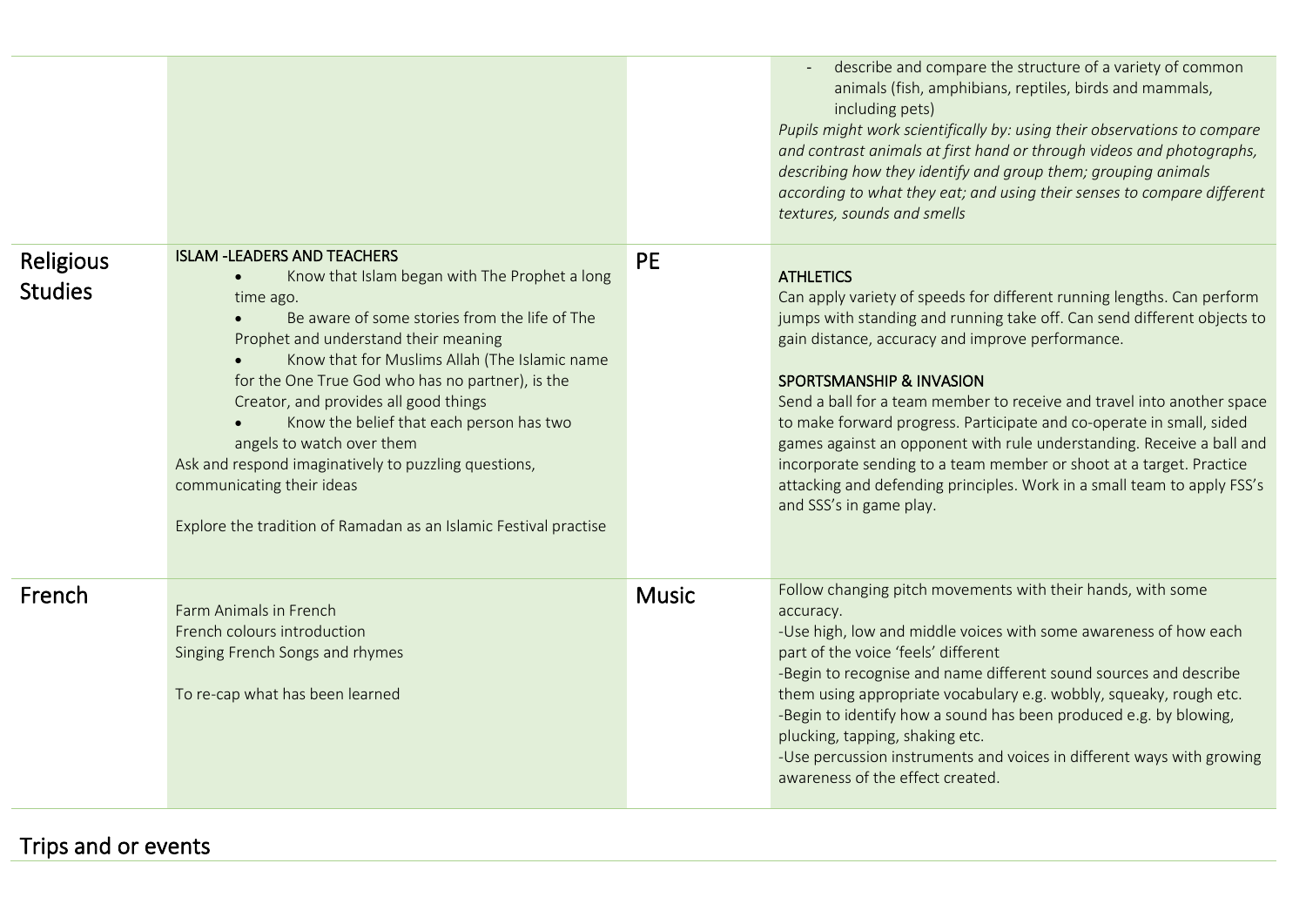| | | | |
|---|---|---|---|
| | | | - describe and compare the structure of a variety of common animals (fish, amphibians, reptiles, birds and mammals, including pets)<br>*Pupils might work scientifically by: using their observations to compare and contrast animals at first hand or through videos and photographs, describing how they identify and group them; grouping animals according to what they eat; and using their senses to compare different textures, sounds and smells* |
| Religious Studies | ISLAM -LEADERS AND TEACHERS<br>• Know that Islam began with The Prophet a long time ago.<br>• Be aware of some stories from the life of The Prophet and understand their meaning<br>• Know that for Muslims Allah (The Islamic name for the One True God who has no partner), is the Creator, and provides all good things<br>• Know the belief that each person has two angels to watch over them<br>Ask and respond imaginatively to puzzling questions, communicating their ideas<br><br>Explore the tradition of Ramadan as an Islamic Festival practise | PE | ATHLETICS<br>Can apply variety of speeds for different running lengths. Can perform jumps with standing and running take off. Can send different objects to gain distance, accuracy and improve performance.<br><br>SPORTSMANSHIP & INVASION<br>Send a ball for a team member to receive and travel into another space to make forward progress. Participate and co-operate in small, sided games against an opponent with rule understanding. Receive a ball and incorporate sending to a team member or shoot at a target. Practice attacking and defending principles. Work in a small team to apply FSS's and SSS's in game play. |
| French | Farm Animals in French<br>French colours introduction<br>Singing French Songs and rhymes<br><br>To re-cap what has been learned | Music | Follow changing pitch movements with their hands, with some accuracy.<br>-Use high, low and middle voices with some awareness of how each part of the voice 'feels' different<br>-Begin to recognise and name different sound sources and describe them using appropriate vocabulary e.g. wobbly, squeaky, rough etc.<br>-Begin to identify how a sound has been produced e.g. by blowing, plucking, tapping, shaking etc.<br>-Use percussion instruments and voices in different ways with growing awareness of the effect created. |

## Trips and or events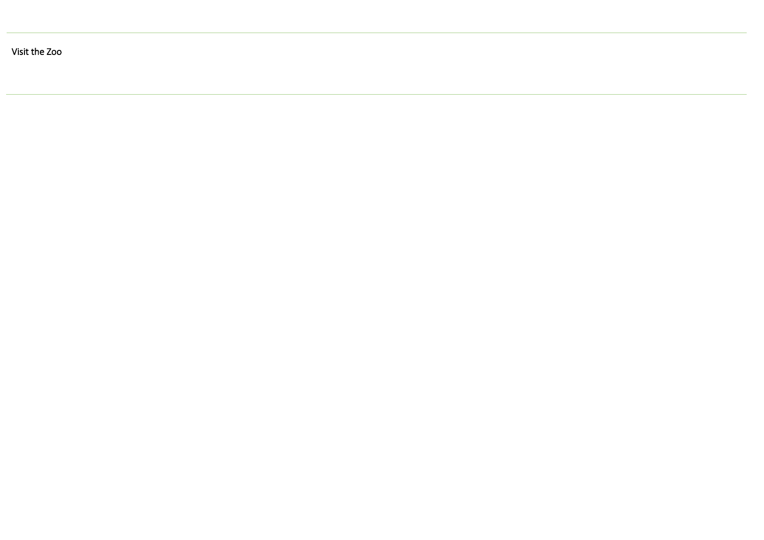Visit the Zoo